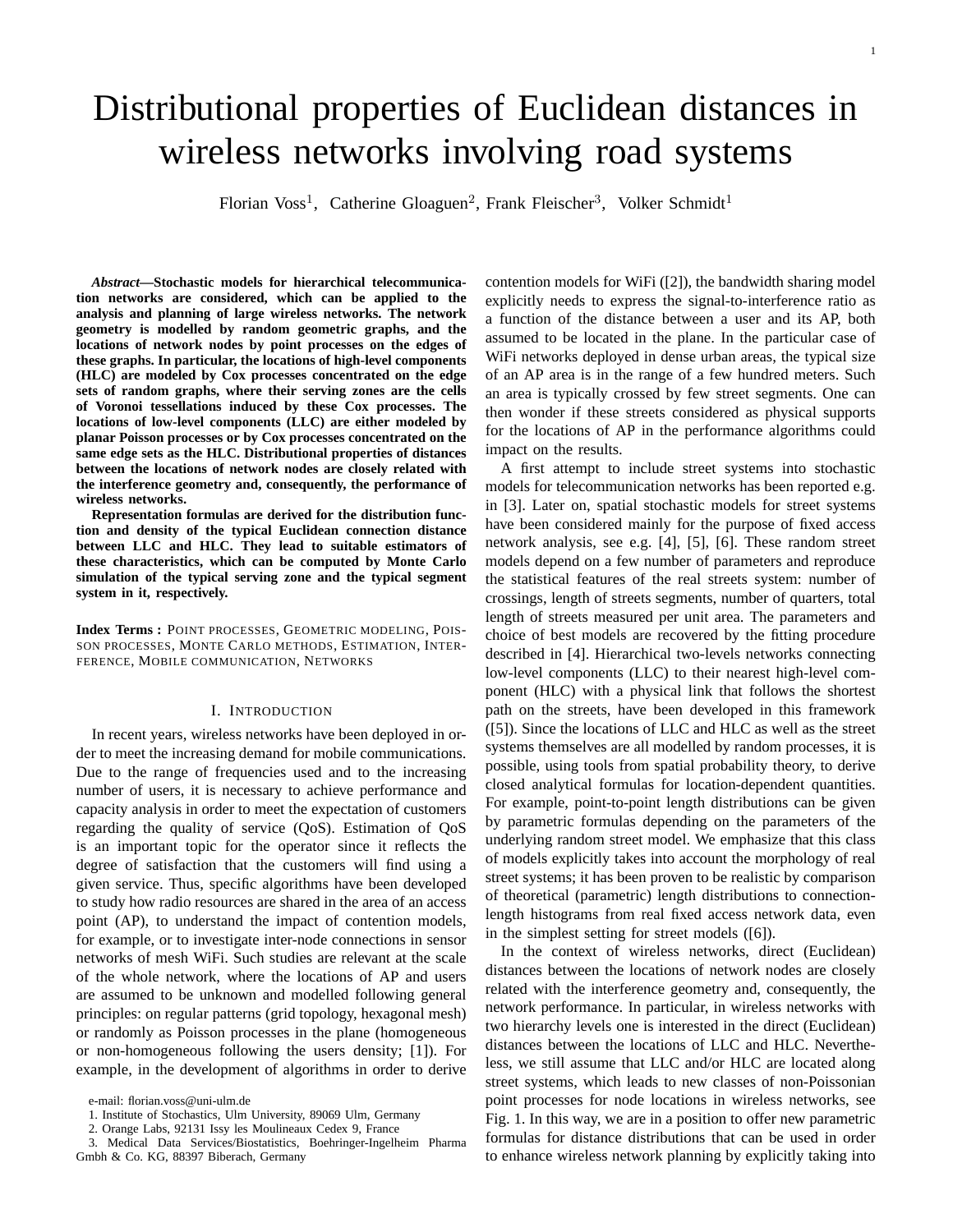# Distributional properties of Euclidean distances in wireless networks involving road systems

Florian Voss[1], Catherine Gloaguen[2], Frank Fleischer[3], Volker Schmidt[1]

***Abstract*—Stochastic models for hierarchical telecommunication networks are considered, which can be applied to the analysis and planning of large wireless networks. The network geometry is modelled by random geometric graphs, and the locations of network nodes by point processes on the edges of these graphs. In particular, the locations of high-level components (HLC) are modeled by Cox processes concentrated on the edge sets of random graphs, where their serving zones are the cells of Voronoi tessellations induced by these Cox processes. The locations of low-level components (LLC) are either modeled by planar Poisson processes or by Cox processes concentrated on the same edge sets as the HLC. Distributional properties of distances between the locations of network nodes are closely related with the interference geometry and, consequently, the performance of wireless networks.**

**Representation formulas are derived for the distribution function and density of the typical Euclidean connection distance between LLC and HLC. They lead to suitable estimators of these characteristics, which can be computed by Monte Carlo simulation of the typical serving zone and the typical segment system in it, respectively.**

**Index Terms :** Point processes, Geometric modeling, Poisson processes, Monte Carlo methods, Estimation, Interference, Mobile communication, Networks

## I. Introduction

In recent years, wireless networks have been deployed in order to meet the increasing demand for mobile communications. Due to the range of frequencies used and to the increasing number of users, it is necessary to achieve performance and capacity analysis in order to meet the expectation of customers regarding the quality of service (QoS). Estimation of QoS is an important topic for the operator since it reflects the degree of satisfaction that the customers will find using a given service. Thus, specific algorithms have been developed to study how radio resources are shared in the area of an access point (AP), to understand the impact of contention models, for example, or to investigate inter-node connections in sensor networks of mesh WiFi. Such studies are relevant at the scale of the whole network, where the locations of AP and users are assumed to be unknown and modelled following general principles: on regular patterns (grid topology, hexagonal mesh) or randomly as Poisson processes in the plane (homogeneous or non-homogeneous following the users density; [1]). For example, in the development of algorithms in order to derive contention models for WiFi ([2]), the bandwidth sharing model explicitly needs to express the signal-to-interference ratio as a function of the distance between a user and its AP, both assumed to be located in the plane. In the particular case of WiFi networks deployed in dense urban areas, the typical size of an AP area is in the range of a few hundred meters. Such an area is typically crossed by few street segments. One can then wonder if these streets considered as physical supports for the locations of AP in the performance algorithms could impact on the results.

A first attempt to include street systems into stochastic models for telecommunication networks has been reported e.g. in [3]. Later on, spatial stochastic models for street systems have been considered mainly for the purpose of fixed access network analysis, see e.g. [4], [5], [6]. These random street models depend on a few number of parameters and reproduce the statistical features of the real streets system: number of crossings, length of streets segments, number of quarters, total length of streets measured per unit area. The parameters and choice of best models are recovered by the fitting procedure described in [4]. Hierarchical two-levels networks connecting low-level components (LLC) to their nearest high-level component (HLC) with a physical link that follows the shortest path on the streets, have been developed in this framework ([5]). Since the locations of LLC and HLC as well as the street systems themselves are all modelled by random processes, it is possible, using tools from spatial probability theory, to derive closed analytical formulas for location-dependent quantities. For example, point-to-point length distributions can be given by parametric formulas depending on the parameters of the underlying random street model. We emphasize that this class of models explicitly takes into account the morphology of real street systems; it has been proven to be realistic by comparison of theoretical (parametric) length distributions to connection-length histograms from real fixed access network data, even in the simplest setting for street models ([6]).

In the context of wireless networks, direct (Euclidean) distances between the locations of network nodes are closely related with the interference geometry and, consequently, the network performance. In particular, in wireless networks with two hierarchy levels one is interested in the direct (Euclidean) distances between the locations of LLC and HLC. Nevertheless, we still assume that LLC and/or HLC are located along street systems, which leads to new classes of non-Poissonian point processes for node locations in wireless networks, see Fig. 1. In this way, we are in a position to offer new parametric formulas for distance distributions that can be used in order to enhance wireless network planning by explicitly taking into

e-mail: florian.voss@uni-ulm.de

1. Institute of Stochastics, Ulm University, 89069 Ulm, Germany
2. Orange Labs, 92131 Issy les Moulineaux Cedex 9, France
3. Medical Data Services/Biostatistics, Boehringer-Ingelheim Pharma Gmbh & Co. KG, 88397 Biberach, Germany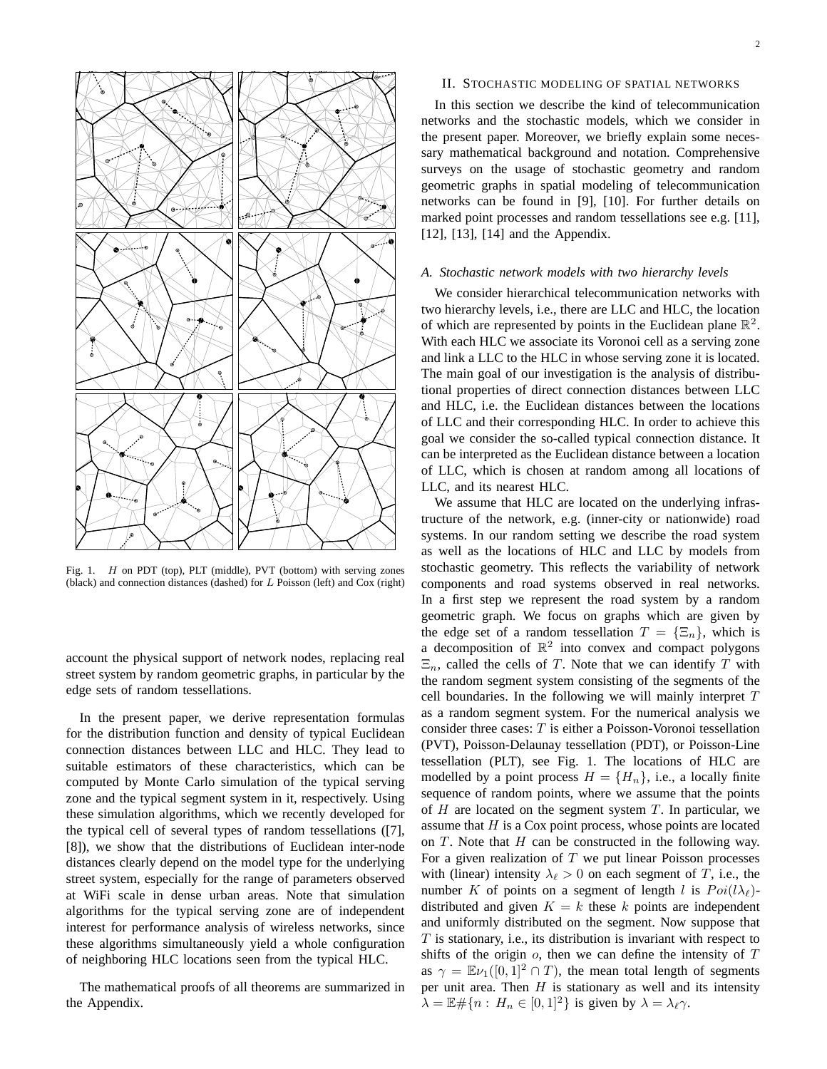Fig. 1. $H$ on PDT (top), PLT (middle), PVT (bottom) with serving zones (black) and connection distances (dashed) for $L$ Poisson (left) and Cox (right)

account the physical support of network nodes, replacing real street system by random geometric graphs, in particular by the edge sets of random tessellations.

In the present paper, we derive representation formulas for the distribution function and density of typical Euclidean connection distances between LLC and HLC. They lead to suitable estimators of these characteristics, which can be computed by Monte Carlo simulation of the typical serving zone and the typical segment system in it, respectively. Using these simulation algorithms, which we recently developed for the typical cell of several types of random tessellations ([7], [8]), we show that the distributions of Euclidean inter-node distances clearly depend on the model type for the underlying street system, especially for the range of parameters observed at WiFi scale in dense urban areas. Note that simulation algorithms for the typical serving zone are of independent interest for performance analysis of wireless networks, since these algorithms simultaneously yield a whole configuration of neighboring HLC locations seen from the typical HLC.

The mathematical proofs of all theorems are summarized in the Appendix.

## II. Stochastic modeling of spatial networks

In this section we describe the kind of telecommunication networks and the stochastic models, which we consider in the present paper. Moreover, we briefly explain some necessary mathematical background and notation. Comprehensive surveys on the usage of stochastic geometry and random geometric graphs in spatial modeling of telecommunication networks can be found in [9], [10]. For further details on marked point processes and random tessellations see e.g. [11], [12], [13], [14] and the Appendix.

### *A. Stochastic network models with two hierarchy levels*

We consider hierarchical telecommunication networks with two hierarchy levels, i.e., there are LLC and HLC, the location of which are represented by points in the Euclidean plane $\mathbb{R}^2$. With each HLC we associate its Voronoi cell as a serving zone and link a LLC to the HLC in whose serving zone it is located. The main goal of our investigation is the analysis of distributional properties of direct connection distances between LLC and HLC, i.e. the Euclidean distances between the locations of LLC and their corresponding HLC. In order to achieve this goal we consider the so-called typical connection distance. It can be interpreted as the Euclidean distance between a location of LLC, which is chosen at random among all locations of LLC, and its nearest HLC.

We assume that HLC are located on the underlying infrastructure of the network, e.g. (inner-city or nationwide) road systems. In our random setting we describe the road system as well as the locations of HLC and LLC by models from stochastic geometry. This reflects the variability of network components and road systems observed in real networks. In a first step we represent the road system by a random geometric graph. We focus on graphs which are given by the edge set of a random tessellation $T = \{\Xi_n\}$, which is a decomposition of $\mathbb{R}^2$ into convex and compact polygons $\Xi_n$, called the cells of $T$. Note that we can identify $T$ with the random segment system consisting of the segments of the cell boundaries. In the following we will mainly interpret $T$ as a random segment system. For the numerical analysis we consider three cases: $T$ is either a Poisson-Voronoi tessellation (PVT), Poisson-Delaunay tessellation (PDT), or Poisson-Line tessellation (PLT), see Fig. 1. The locations of HLC are modelled by a point process $H = \{H_n\}$, i.e., a locally finite sequence of random points, where we assume that the points of $H$ are located on the segment system $T$. In particular, we assume that $H$ is a Cox point process, whose points are located on $T$. Note that $H$ can be constructed in the following way. For a given realization of $T$ we put linear Poisson processes with (linear) intensity $\lambda_\ell > 0$ on each segment of $T$, i.e., the number $K$ of points on a segment of length $l$ is $Poi(l\lambda_\ell)$-distributed and given $K = k$ these $k$ points are independent and uniformly distributed on the segment. Now suppose that $T$ is stationary, i.e., its distribution is invariant with respect to shifts of the origin $o$, then we can define the intensity of $T$ as $\gamma = \mathbb{E}\nu_1([0, 1]^2 \cap T)$, the mean total length of segments per unit area. Then $H$ is stationary as well and its intensity $\lambda = \mathbb{E}\#\{n : H_n \in [0, 1]^2\}$ is given by $\lambda = \lambda_\ell \gamma$.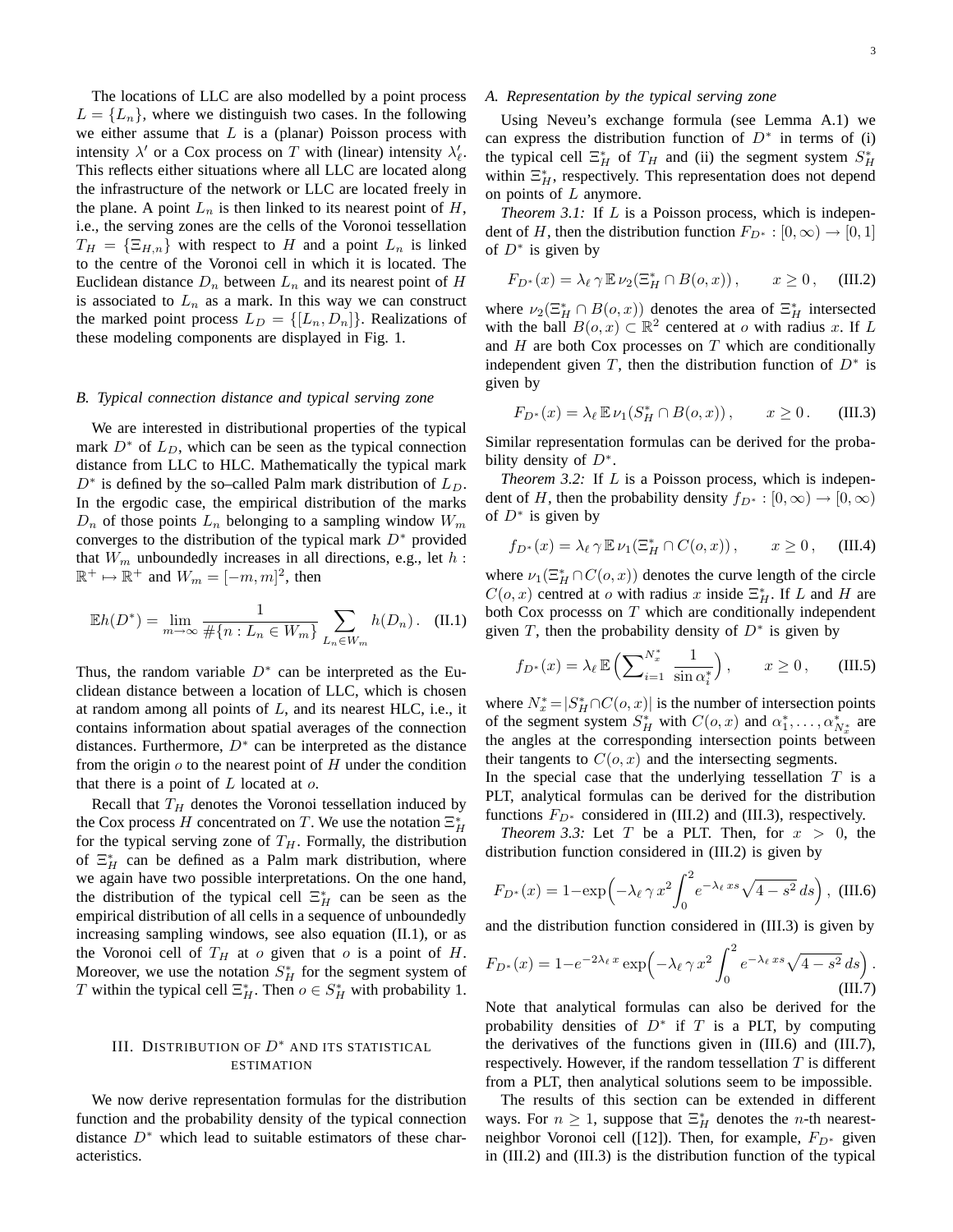The locations of LLC are also modelled by a point process $L = \{L_n\}$, where we distinguish two cases. In the following we either assume that $L$ is a (planar) Poisson process with intensity $\lambda'$ or a Cox process on $T$ with (linear) intensity $\lambda'_\ell$. This reflects either situations where all LLC are located along the infrastructure of the network or LLC are located freely in the plane. A point $L_n$ is then linked to its nearest point of $H$, i.e., the serving zones are the cells of the Voronoi tessellation $T_H = \{\Xi_{H,n}\}$ with respect to $H$ and a point $L_n$ is linked to the centre of the Voronoi cell in which it is located. The Euclidean distance $D_n$ between $L_n$ and its nearest point of $H$ is associated to $L_n$ as a mark. In this way we can construct the marked point process $L_D = \{[L_n, D_n]\}$. Realizations of these modeling components are displayed in Fig. 1.

### B. Typical connection distance and typical serving zone

We are interested in distributional properties of the typical mark $D^*$ of $L_D$, which can be seen as the typical connection distance from LLC to HLC. Mathematically the typical mark $D^*$ is defined by the so–called Palm mark distribution of $L_D$. In the ergodic case, the empirical distribution of the marks $D_n$ of those points $L_n$ belonging to a sampling window $W_m$ converges to the distribution of the typical mark $D^*$ provided that $W_m$ unboundedly increases in all directions, e.g., let $h : \mathbb{R}^+ \mapsto \mathbb{R}^+$ and $W_m = [-m, m]^2$, then

$$\mathbb{E}h(D^*) = \lim_{m\to\infty} \frac{1}{\#\{n : L_n \in W_m\}} \sum_{L_n\in W_m} h(D_n)\,. \quad \text{(II.1)}$$

Thus, the random variable $D^*$ can be interpreted as the Euclidean distance between a location of LLC, which is chosen at random among all points of $L$, and its nearest HLC, i.e., it contains information about spatial averages of the connection distances. Furthermore, $D^*$ can be interpreted as the distance from the origin $o$ to the nearest point of $H$ under the condition that there is a point of $L$ located at $o$.

Recall that $T_H$ denotes the Voronoi tessellation induced by the Cox process $H$ concentrated on $T$. We use the notation $\Xi^*_H$ for the typical serving zone of $T_H$. Formally, the distribution of $\Xi^*_H$ can be defined as a Palm mark distribution, where we again have two possible interpretations. On the one hand, the distribution of the typical cell $\Xi^*_H$ can be seen as the empirical distribution of all cells in a sequence of unboundedly increasing sampling windows, see also equation (II.1), or as the Voronoi cell of $T_H$ at $o$ given that $o$ is a point of $H$. Moreover, we use the notation $S^*_H$ for the segment system of $T$ within the typical cell $\Xi^*_H$. Then $o \in S^*_H$ with probability 1.

## III. Distribution of $D^*$ and its statistical estimation

We now derive representation formulas for the distribution function and the probability density of the typical connection distance $D^*$ which lead to suitable estimators of these characteristics.

### A. Representation by the typical serving zone

Using Neveu's exchange formula (see Lemma A.1) we can express the distribution function of $D^*$ in terms of (i) the typical cell $\Xi^*_H$ of $T_H$ and (ii) the segment system $S^*_H$ within $\Xi^*_H$, respectively. This representation does not depend on points of $L$ anymore.

*Theorem 3.1:* If $L$ is a Poisson process, which is independent of $H$, then the distribution function $F_{D^*} : [0, \infty) \to [0, 1]$ of $D^*$ is given by

$$F_{D^*}(x) = \lambda_\ell\, \gamma\, \mathbb{E}\, \nu_2(\Xi^*_H \cap B(o, x))\,, \qquad x \geq 0\,, \quad \text{(III.2)}$$

where $\nu_2(\Xi^*_H \cap B(o, x))$ denotes the area of $\Xi^*_H$ intersected with the ball $B(o, x) \subset \mathbb{R}^2$ centered at $o$ with radius $x$. If $L$ and $H$ are both Cox processes on $T$ which are conditionally independent given $T$, then the distribution function of $D^*$ is given by

$$F_{D^*}(x) = \lambda_\ell\, \mathbb{E}\, \nu_1(S^*_H \cap B(o, x))\,, \qquad x \geq 0\,. \quad \text{(III.3)}$$

Similar representation formulas can be derived for the probability density of $D^*$.

*Theorem 3.2:* If $L$ is a Poisson process, which is independent of $H$, then the probability density $f_{D^*} : [0, \infty) \to [0, \infty)$ of $D^*$ is given by

$$f_{D^*}(x) = \lambda_\ell\, \gamma\, \mathbb{E}\, \nu_1(\Xi^*_H \cap C(o, x))\,, \qquad x \geq 0\,, \quad \text{(III.4)}$$

where $\nu_1(\Xi^*_H \cap C(o, x))$ denotes the curve length of the circle $C(o, x)$ centred at $o$ with radius $x$ inside $\Xi^*_H$. If $L$ and $H$ are both Cox processs on $T$ which are conditionally independent given $T$, then the probability density of $D^*$ is given by

$$f_{D^*}(x) = \lambda_\ell\, \mathbb{E}\Big(\sum\nolimits_{i=1}^{N^*_x} \frac{1}{\sin \alpha^*_i}\Big)\,, \qquad x \geq 0\,, \quad \text{(III.5)}$$

where $N^*_x = |S^*_H \cap C(o, x)|$ is the number of intersection points of the segment system $S^*_H$ with $C(o, x)$ and $\alpha^*_1, \ldots, \alpha^*_{N^*_x}$ are the angles at the corresponding intersection points between their tangents to $C(o, x)$ and the intersecting segments.
In the special case that the underlying tessellation $T$ is a PLT, analytical formulas can be derived for the distribution functions $F_{D^*}$ considered in (III.2) and (III.3), respectively.

*Theorem 3.3:* Let $T$ be a PLT. Then, for $x > 0$, the distribution function considered in (III.2) is given by

$$F_{D^*}(x) = 1 - \exp\Big(-\lambda_\ell\, \gamma\, x^2 \int_0^2 e^{-\lambda_\ell\, xs} \sqrt{4 - s^2}\, ds\Big)\,, \quad \text{(III.6)}$$

and the distribution function considered in (III.3) is given by

$$F_{D^*}(x) = 1 - e^{-2\lambda_\ell\, x} \exp\Big(-\lambda_\ell\, \gamma\, x^2 \int_0^2 e^{-\lambda_\ell\, xs} \sqrt{4 - s^2}\, ds\Big)\,. \quad \text{(III.7)}$$

Note that analytical formulas can also be derived for the probability densities of $D^*$ if $T$ is a PLT, by computing the derivatives of the functions given in (III.6) and (III.7), respectively. However, if the random tessellation $T$ is different from a PLT, then analytical solutions seem to be impossible.

The results of this section can be extended in different ways. For $n \geq 1$, suppose that $\Xi^*_H$ denotes the $n$-th nearest-neighbor Voronoi cell ([12]). Then, for example, $F_{D^*}$ given in (III.2) and (III.3) is the distribution function of the typical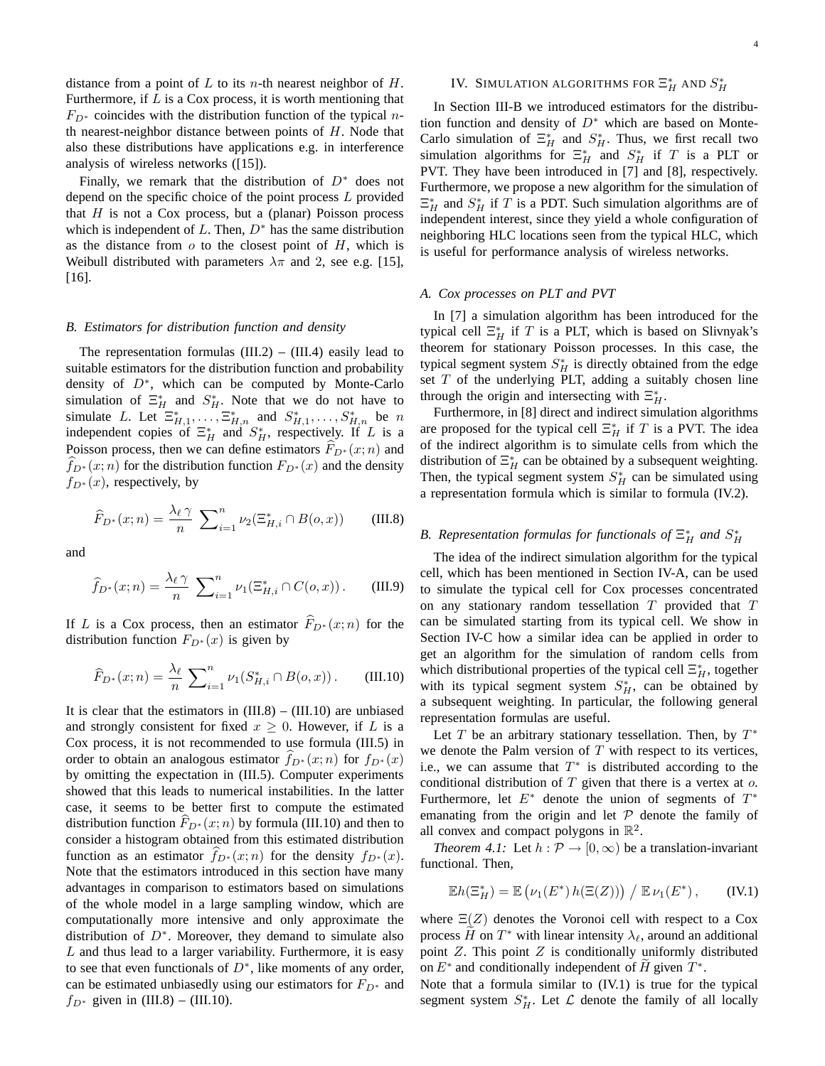distance from a point of $L$ to its $n$-th nearest neighbor of $H$. Furthermore, if $L$ is a Cox process, it is worth mentioning that $F_{D^*}$ coincides with the distribution function of the typical $n$-th nearest-neighbor distance between points of $H$. Node that also these distributions have applications e.g. in interference analysis of wireless networks ([15]).

Finally, we remark that the distribution of $D^*$ does not depend on the specific choice of the point process $L$ provided that $H$ is not a Cox process, but a (planar) Poisson process which is independent of $L$. Then, $D^*$ has the same distribution as the distance from $o$ to the closest point of $H$, which is Weibull distributed with parameters $\lambda\pi$ and 2, see e.g. [15], [16].

### B. Estimators for distribution function and density

The representation formulas (III.2) – (III.4) easily lead to suitable estimators for the distribution function and probability density of $D^*$, which can be computed by Monte-Carlo simulation of $\Xi_H^*$ and $S_H^*$. Note that we do not have to simulate $L$. Let $\Xi_{H,1}^*, \ldots, \Xi_{H,n}^*$ and $S_{H,1}^*, \ldots, S_{H,n}^*$ be $n$ independent copies of $\Xi_H^*$ and $S_H^*$, respectively. If $L$ is a Poisson process, then we can define estimators $\widehat{F}_{D^*}(x;n)$ and $\widehat{f}_{D^*}(x;n)$ for the distribution function $F_{D^*}(x)$ and the density $f_{D^*}(x)$, respectively, by

$$\widehat{F}_{D^*}(x;n) = \frac{\lambda_\ell\,\gamma}{n}\ \sum\nolimits_{i=1}^n \nu_2(\Xi_{H,i}^* \cap B(o,x)) \qquad \text{(III.8)}$$

and

$$\widehat{f}_{D^*}(x;n) = \frac{\lambda_\ell\,\gamma}{n}\ \sum\nolimits_{i=1}^n \nu_1(\Xi_{H,i}^* \cap C(o,x))\,. \qquad \text{(III.9)}$$

If $L$ is a Cox process, then an estimator $\widehat{F}_{D^*}(x;n)$ for the distribution function $F_{D^*}(x)$ is given by

$$\widehat{F}_{D^*}(x;n) = \frac{\lambda_\ell}{n}\ \sum\nolimits_{i=1}^n \nu_1(S_{H,i}^* \cap B(o,x))\,. \qquad \text{(III.10)}$$

It is clear that the estimators in (III.8) – (III.10) are unbiased and strongly consistent for fixed $x \geq 0$. However, if $L$ is a Cox process, it is not recommended to use formula (III.5) in order to obtain an analogous estimator $\widehat{f}_{D^*}(x;n)$ for $f_{D^*}(x)$ by omitting the expectation in (III.5). Computer experiments showed that this leads to numerical instabilities. In the latter case, it seems to be better first to compute the estimated distribution function $\widehat{F}_{D^*}(x;n)$ by formula (III.10) and then to consider a histogram obtained from this estimated distribution function as an estimator $\widehat{f}_{D^*}(x;n)$ for the density $f_{D^*}(x)$. Note that the estimators introduced in this section have many advantages in comparison to estimators based on simulations of the whole model in a large sampling window, which are computationally more intensive and only approximate the distribution of $D^*$. Moreover, they demand to simulate also $L$ and thus lead to a larger variability. Furthermore, it is easy to see that even functionals of $D^*$, like moments of any order, can be estimated unbiasedly using our estimators for $F_{D^*}$ and $f_{D^*}$ given in (III.8) – (III.10).

## IV. Simulation algorithms for $\Xi_H^*$ and $S_H^*$

In Section III-B we introduced estimators for the distribution function and density of $D^*$ which are based on Monte-Carlo simulation of $\Xi_H^*$ and $S_H^*$. Thus, we first recall two simulation algorithms for $\Xi_H^*$ and $S_H^*$ if $T$ is a PLT or PVT. They have been introduced in [7] and [8], respectively. Furthermore, we propose a new algorithm for the simulation of $\Xi_H^*$ and $S_H^*$ if $T$ is a PDT. Such simulation algorithms are of independent interest, since they yield a whole configuration of neighboring HLC locations seen from the typical HLC, which is useful for performance analysis of wireless networks.

### A. Cox processes on PLT and PVT

In [7] a simulation algorithm has been introduced for the typical cell $\Xi_H^*$ if $T$ is a PLT, which is based on Slivnyak's theorem for stationary Poisson processes. In this case, the typical segment system $S_H^*$ is directly obtained from the edge set $T$ of the underlying PLT, adding a suitably chosen line through the origin and intersecting with $\Xi_H^*$.

Furthermore, in [8] direct and indirect simulation algorithms are proposed for the typical cell $\Xi_H^*$ if $T$ is a PVT. The idea of the indirect algorithm is to simulate cells from which the distribution of $\Xi_H^*$ can be obtained by a subsequent weighting. Then, the typical segment system $S_H^*$ can be simulated using a representation formula which is similar to formula (IV.2).

### B. Representation formulas for functionals of $\Xi_H^*$ and $S_H^*$

The idea of the indirect simulation algorithm for the typical cell, which has been mentioned in Section IV-A, can be used to simulate the typical cell for Cox processes concentrated on any stationary random tessellation $T$ provided that $T$ can be simulated starting from its typical cell. We show in Section IV-C how a similar idea can be applied in order to get an algorithm for the simulation of random cells from which distributional properties of the typical cell $\Xi_H^*$, together with its typical segment system $S_H^*$, can be obtained by a subsequent weighting. In particular, the following general representation formulas are useful.

Let $T$ be an arbitrary stationary tessellation. Then, by $T^*$ we denote the Palm version of $T$ with respect to its vertices, i.e., we can assume that $T^*$ is distributed according to the conditional distribution of $T$ given that there is a vertex at $o$. Furthermore, let $E^*$ denote the union of segments of $T^*$ emanating from the origin and let $\mathcal{P}$ denote the family of all convex and compact polygons in $\mathbb{R}^2$.

*Theorem 4.1:* Let $h : \mathcal{P} \to [0,\infty)$ be a translation-invariant functional. Then,

$$\mathbb{E}h(\Xi_H^*) = \mathbb{E}\left(\nu_1(E^*)\,h(\Xi(Z))\right)\,/\,\mathbb{E}\,\nu_1(E^*)\,, \qquad \text{(IV.1)}$$

where $\Xi(Z)$ denotes the Voronoi cell with respect to a Cox process $\widetilde{H}$ on $T^*$ with linear intensity $\lambda_\ell$, around an additional point $Z$. This point $Z$ is conditionally uniformly distributed on $E^*$ and conditionally independent of $\widetilde{H}$ given $T^*$.

Note that a formula similar to (IV.1) is true for the typical segment system $S_H^*$. Let $\mathcal{L}$ denote the family of all locally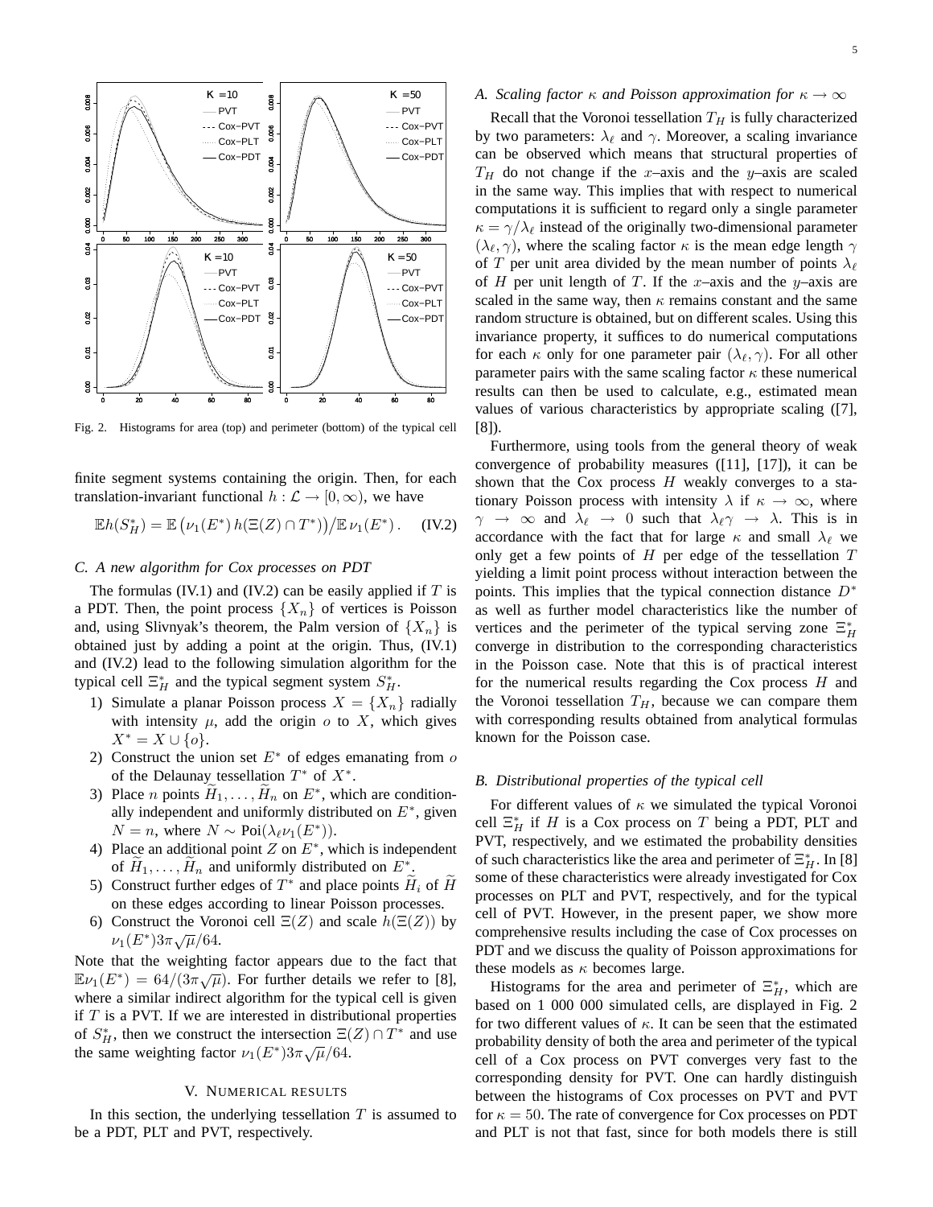Fig. 2. Histograms for area (top) and perimeter (bottom) of the typical cell

finite segment systems containing the origin. Then, for each translation-invariant functional $h : \mathcal{L} \to [0, \infty)$, we have

$$\mathbb{E}h(S_H^*) = \mathbb{E}\left(\nu_1(E^*)\, h(\Xi(Z) \cap T^*)\right) \big/ \mathbb{E}\, \nu_1(E^*)\,. \qquad \text{(IV.2)}$$

### C. A new algorithm for Cox processes on PDT

The formulas (IV.1) and (IV.2) can be easily applied if $T$ is a PDT. Then, the point process $\{X_n\}$ of vertices is Poisson and, using Slivnyak's theorem, the Palm version of $\{X_n\}$ is obtained just by adding a point at the origin. Thus, (IV.1) and (IV.2) lead to the following simulation algorithm for the typical cell $\Xi_H^*$ and the typical segment system $S_H^*$.

1) Simulate a planar Poisson process $X = \{X_n\}$ radially with intensity $\mu$, add the origin $o$ to $X$, which gives $X^* = X \cup \{o\}$.
2) Construct the union set $E^*$ of edges emanating from $o$ of the Delaunay tessellation $T^*$ of $X^*$.
3) Place $n$ points $\widetilde{H}_1, \ldots, \widetilde{H}_n$ on $E^*$, which are conditionally independent and uniformly distributed on $E^*$, given $N = n$, where $N \sim \text{Poi}(\lambda_\ell \nu_1(E^*))$.
4) Place an additional point $Z$ on $E^*$, which is independent of $\widetilde{H}_1, \ldots, \widetilde{H}_n$ and uniformly distributed on $E^*$.
5) Construct further edges of $T^*$ and place points $\widetilde{H}_i$ of $\widetilde{H}$ on these edges according to linear Poisson processes.
6) Construct the Voronoi cell $\Xi(Z)$ and scale $h(\Xi(Z))$ by $\nu_1(E^*)3\pi\sqrt{\mu}/64$.

Note that the weighting factor appears due to the fact that $\mathbb{E}\nu_1(E^*) = 64/(3\pi\sqrt{\mu})$. For further details we refer to [8], where a similar indirect algorithm for the typical cell is given if $T$ is a PVT. If we are interested in distributional properties of $S_H^*$, then we construct the intersection $\Xi(Z) \cap T^*$ and use the same weighting factor $\nu_1(E^*)3\pi\sqrt{\mu}/64$.

## V. Numerical results

In this section, the underlying tessellation $T$ is assumed to be a PDT, PLT and PVT, respectively.

### A. Scaling factor $\kappa$ and Poisson approximation for $\kappa \to \infty$

Recall that the Voronoi tessellation $T_H$ is fully characterized by two parameters: $\lambda_\ell$ and $\gamma$. Moreover, a scaling invariance can be observed which means that structural properties of $T_H$ do not change if the $x$–axis and the $y$–axis are scaled in the same way. This implies that with respect to numerical computations it is sufficient to regard only a single parameter $\kappa = \gamma/\lambda_\ell$ instead of the originally two-dimensional parameter $(\lambda_\ell, \gamma)$, where the scaling factor $\kappa$ is the mean edge length $\gamma$ of $T$ per unit area divided by the mean number of points $\lambda_\ell$ of $H$ per unit length of $T$. If the $x$–axis and the $y$–axis are scaled in the same way, then $\kappa$ remains constant and the same random structure is obtained, but on different scales. Using this invariance property, it suffices to do numerical computations for each $\kappa$ only for one parameter pair $(\lambda_\ell, \gamma)$. For all other parameter pairs with the same scaling factor $\kappa$ these numerical results can then be used to calculate, e.g., estimated mean values of various characteristics by appropriate scaling ([7], [8]).

Furthermore, using tools from the general theory of weak convergence of probability measures ([11], [17]), it can be shown that the Cox process $H$ weakly converges to a stationary Poisson process with intensity $\lambda$ if $\kappa \to \infty$, where $\gamma \to \infty$ and $\lambda_\ell \to 0$ such that $\lambda_\ell\gamma \to \lambda$. This is in accordance with the fact that for large $\kappa$ and small $\lambda_\ell$ we only get a few points of $H$ per edge of the tessellation $T$ yielding a limit point process without interaction between the points. This implies that the typical connection distance $D^*$ as well as further model characteristics like the number of vertices and the perimeter of the typical serving zone $\Xi_H^*$ converge in distribution to the corresponding characteristics in the Poisson case. Note that this is of practical interest for the numerical results regarding the Cox process $H$ and the Voronoi tessellation $T_H$, because we can compare them with corresponding results obtained from analytical formulas known for the Poisson case.

### B. Distributional properties of the typical cell

For different values of $\kappa$ we simulated the typical Voronoi cell $\Xi_H^*$ if $H$ is a Cox process on $T$ being a PDT, PLT and PVT, respectively, and we estimated the probability densities of such characteristics like the area and perimeter of $\Xi_H^*$. In [8] some of these characteristics were already investigated for Cox processes on PLT and PVT, respectively, and for the typical cell of PVT. However, in the present paper, we show more comprehensive results including the case of Cox processes on PDT and we discuss the quality of Poisson approximations for these models as $\kappa$ becomes large.

Histograms for the area and perimeter of $\Xi_H^*$, which are based on 1 000 000 simulated cells, are displayed in Fig. 2 for two different values of $\kappa$. It can be seen that the estimated probability density of both the area and perimeter of the typical cell of a Cox process on PVT converges very fast to the corresponding density for PVT. One can hardly distinguish between the histograms of Cox processes on PVT and PVT for $\kappa = 50$. The rate of convergence for Cox processes on PDT and PLT is not that fast, since for both models there is still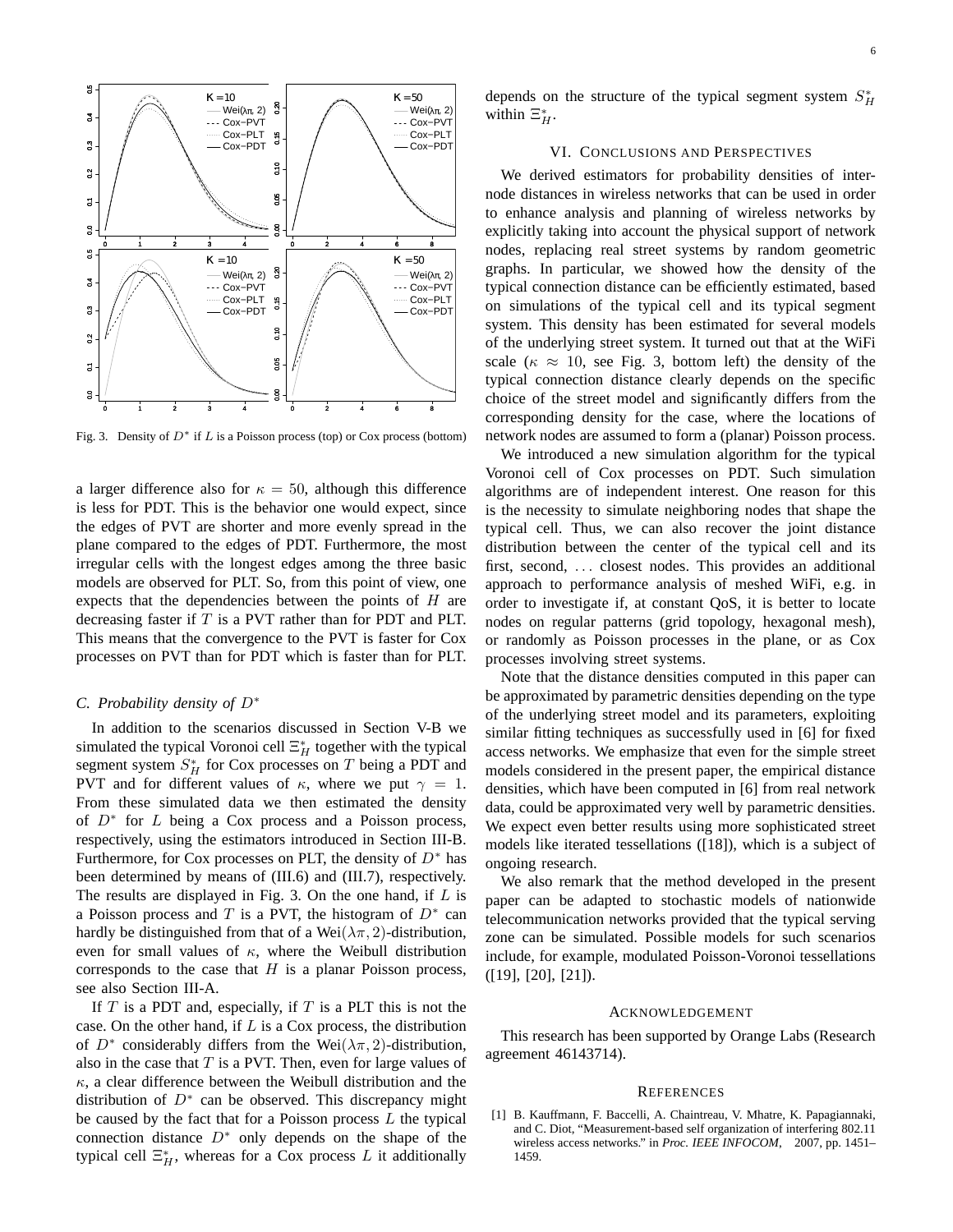Fig. 3. Density of $D^*$ if $L$ is a Poisson process (top) or Cox process (bottom)

a larger difference also for $\kappa = 50$, although this difference is less for PDT. This is the behavior one would expect, since the edges of PVT are shorter and more evenly spread in the plane compared to the edges of PDT. Furthermore, the most irregular cells with the longest edges among the three basic models are observed for PLT. So, from this point of view, one expects that the dependencies between the points of $H$ are decreasing faster if $T$ is a PVT rather than for PDT and PLT. This means that the convergence to the PVT is faster for Cox processes on PVT than for PDT which is faster than for PLT.

### C. Probability density of $D^*$

In addition to the scenarios discussed in Section V-B we simulated the typical Voronoi cell $\Xi_H^*$ together with the typical segment system $S_H^*$ for Cox processes on $T$ being a PDT and PVT and for different values of $\kappa$, where we put $\gamma = 1$. From these simulated data we then estimated the density of $D^*$ for $L$ being a Cox process and a Poisson process, respectively, using the estimators introduced in Section III-B. Furthermore, for Cox processes on PLT, the density of $D^*$ has been determined by means of (III.6) and (III.7), respectively. The results are displayed in Fig. 3. On the one hand, if $L$ is a Poisson process and $T$ is a PVT, the histogram of $D^*$ can hardly be distinguished from that of a Wei$(\lambda\pi, 2)$-distribution, even for small values of $\kappa$, where the Weibull distribution corresponds to the case that $H$ is a planar Poisson process, see also Section III-A.

If $T$ is a PDT and, especially, if $T$ is a PLT this is not the case. On the other hand, if $L$ is a Cox process, the distribution of $D^*$ considerably differs from the Wei$(\lambda\pi, 2)$-distribution, also in the case that $T$ is a PVT. Then, even for large values of $\kappa$, a clear difference between the Weibull distribution and the distribution of $D^*$ can be observed. This discrepancy might be caused by the fact that for a Poisson process $L$ the typical connection distance $D^*$ only depends on the shape of the typical cell $\Xi_H^*$, whereas for a Cox process $L$ it additionally depends on the structure of the typical segment system $S_H^*$ within $\Xi_H^*$.

## VI. Conclusions and Perspectives

We derived estimators for probability densities of internode distances in wireless networks that can be used in order to enhance analysis and planning of wireless networks by explicitly taking into account the physical support of network nodes, replacing real street systems by random geometric graphs. In particular, we showed how the density of the typical connection distance can be efficiently estimated, based on simulations of the typical cell and its typical segment system. This density has been estimated for several models of the underlying street system. It turned out that at the WiFi scale ($\kappa \approx 10$, see Fig. 3, bottom left) the density of the typical connection distance clearly depends on the specific choice of the street model and significantly differs from the corresponding density for the case, where the locations of network nodes are assumed to form a (planar) Poisson process.

We introduced a new simulation algorithm for the typical Voronoi cell of Cox processes on PDT. Such simulation algorithms are of independent interest. One reason for this is the necessity to simulate neighboring nodes that shape the typical cell. Thus, we can also recover the joint distance distribution between the center of the typical cell and its first, second, ... closest nodes. This provides an additional approach to performance analysis of meshed WiFi, e.g. in order to investigate if, at constant QoS, it is better to locate nodes on regular patterns (grid topology, hexagonal mesh), or randomly as Poisson processes in the plane, or as Cox processes involving street systems.

Note that the distance densities computed in this paper can be approximated by parametric densities depending on the type of the underlying street model and its parameters, exploiting similar fitting techniques as successfully used in [6] for fixed access networks. We emphasize that even for the simple street models considered in the present paper, the empirical distance densities, which have been computed in [6] from real network data, could be approximated very well by parametric densities. We expect even better results using more sophisticated street models like iterated tessellations ([18]), which is a subject of ongoing research.

We also remark that the method developed in the present paper can be adapted to stochastic models of nationwide telecommunication networks provided that the typical serving zone can be simulated. Possible models for such scenarios include, for example, modulated Poisson-Voronoi tessellations ([19], [20], [21]).

## Acknowledgement

This research has been supported by Orange Labs (Research agreement 46143714).

## References

[1] B. Kauffmann, F. Baccelli, A. Chaintreau, V. Mhatre, K. Papagiannaki, and C. Diot, "Measurement-based self organization of interfering 802.11 wireless access networks." in *Proc. IEEE INFOCOM*, 2007, pp. 1451–1459.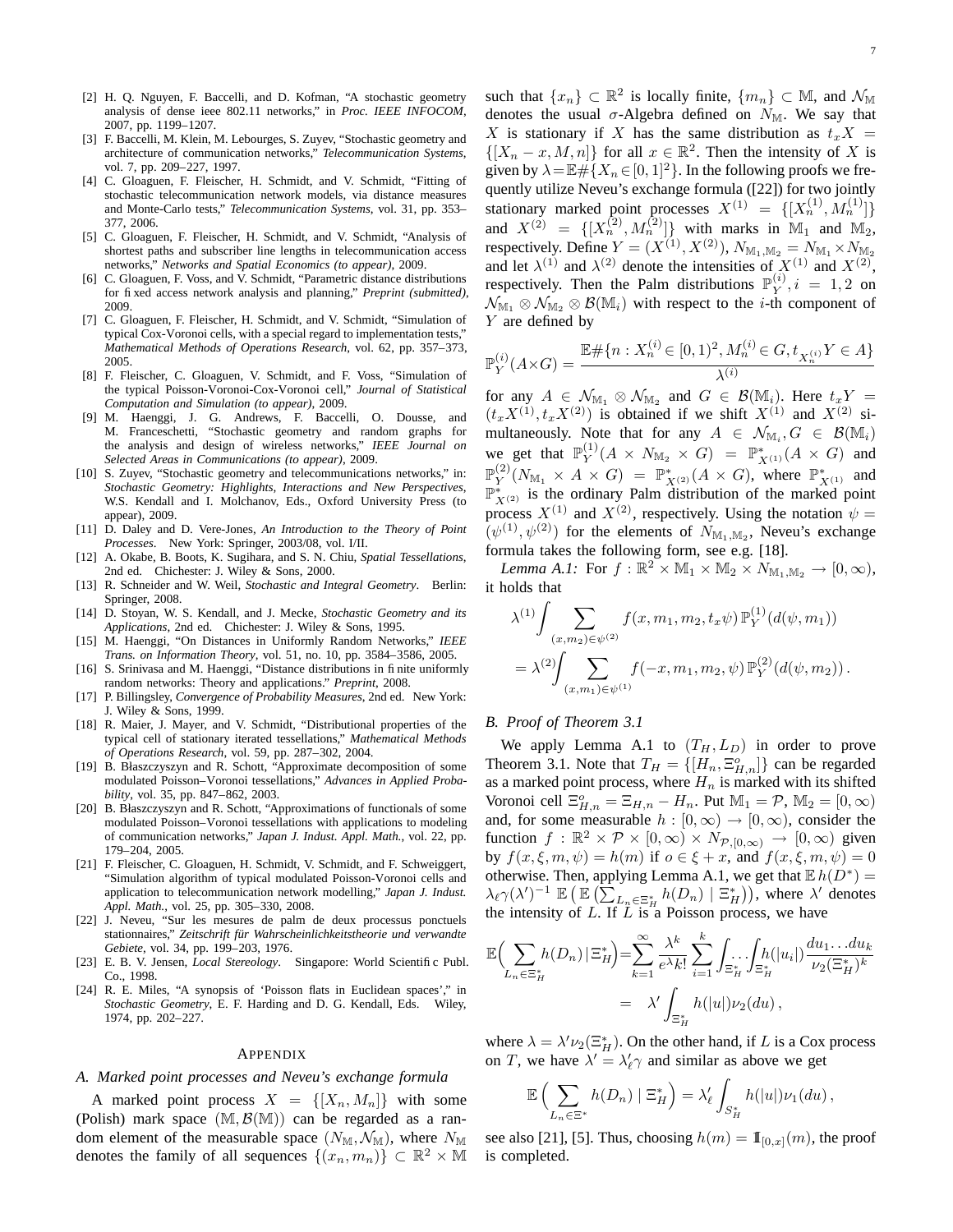[2] H. Q. Nguyen, F. Baccelli, and D. Kofman, "A stochastic geometry analysis of dense ieee 802.11 networks," in *Proc. IEEE INFOCOM*, 2007, pp. 1199–1207.

[3] F. Baccelli, M. Klein, M. Lebourges, S. Zuyev, "Stochastic geometry and architecture of communication networks," *Telecommunication Systems*, vol. 7, pp. 209–227, 1997.

[4] C. Gloaguen, F. Fleischer, H. Schmidt, and V. Schmidt, "Fitting of stochastic telecommunication network models, via distance measures and Monte-Carlo tests," *Telecommunication Systems*, vol. 31, pp. 353–377, 2006.

[5] C. Gloaguen, F. Fleischer, H. Schmidt, and V. Schmidt, "Analysis of shortest paths and subscriber line lengths in telecommunication access networks," *Networks and Spatial Economics (to appear)*, 2009.

[6] C. Gloaguen, F. Voss, and V. Schmidt, "Parametric distance distributions for fixed access network analysis and planning," *Preprint (submitted)*, 2009.

[7] C. Gloaguen, F. Fleischer, H. Schmidt, and V. Schmidt, "Simulation of typical Cox-Voronoi cells, with a special regard to implementation tests," *Mathematical Methods of Operations Research*, vol. 62, pp. 357–373, 2005.

[8] F. Fleischer, C. Gloaguen, V. Schmidt, and F. Voss, "Simulation of the typical Poisson-Voronoi-Cox-Voronoi cell," *Journal of Statistical Computation and Simulation (to appear)*, 2009.

[9] M. Haenggi, J. G. Andrews, F. Baccelli, O. Dousse, and M. Franceschetti, "Stochastic geometry and random graphs for the analysis and design of wireless networks," *IEEE Journal on Selected Areas in Communications (to appear)*, 2009.

[10] S. Zuyev, "Stochastic geometry and telecommunications networks," in: *Stochastic Geometry: Highlights, Interactions and New Perspectives*, W.S. Kendall and I. Molchanov, Eds., Oxford University Press (to appear), 2009.

[11] D. Daley and D. Vere-Jones, *An Introduction to the Theory of Point Processes*. New York: Springer, 2003/08, vol. I/II.

[12] A. Okabe, B. Boots, K. Sugihara, and S. N. Chiu, *Spatial Tessellations*, 2nd ed. Chichester: J. Wiley & Sons, 2000.

[13] R. Schneider and W. Weil, *Stochastic and Integral Geometry*. Berlin: Springer, 2008.

[14] D. Stoyan, W. S. Kendall, and J. Mecke, *Stochastic Geometry and its Applications*, 2nd ed. Chichester: J. Wiley & Sons, 1995.

[15] M. Haenggi, "On Distances in Uniformly Random Networks," *IEEE Trans. on Information Theory*, vol. 51, no. 10, pp. 3584–3586, 2005.

[16] S. Srinivasa and M. Haenggi, "Distance distributions in finite uniformly random networks: Theory and applications." *Preprint*, 2008.

[17] P. Billingsley, *Convergence of Probability Measures*, 2nd ed. New York: J. Wiley & Sons, 1999.

[18] R. Maier, J. Mayer, and V. Schmidt, "Distributional properties of the typical cell of stationary iterated tessellations," *Mathematical Methods of Operations Research*, vol. 59, pp. 287–302, 2004.

[19] B. Błaszczyszyn and R. Schott, "Approximate decomposition of some modulated Poisson–Voronoi tessellations," *Advances in Applied Probability*, vol. 35, pp. 847–862, 2003.

[20] B. Błaszczyszyn and R. Schott, "Approximations of functionals of some modulated Poisson–Voronoi tessellations with applications to modeling of communication networks," *Japan J. Indust. Appl. Math.*, vol. 22, pp. 179–204, 2005.

[21] F. Fleischer, C. Gloaguen, H. Schmidt, V. Schmidt, and F. Schweiggert, "Simulation algorithm of typical modulated Poisson-Voronoi cells and application to telecommunication network modelling," *Japan J. Indust. Appl. Math.*, vol. 25, pp. 305–330, 2008.

[22] J. Neveu, "Sur les mesures de palm de deux processus ponctuels stationnaires," *Zeitschrift für Wahrscheinlichkeitstheorie und verwandte Gebiete*, vol. 34, pp. 199–203, 1976.

[23] E. B. V. Jensen, *Local Stereology*. Singapore: World Scientific Publ. Co., 1998.

[24] R. E. Miles, "A synopsis of 'Poisson flats in Euclidean spaces'," in *Stochastic Geometry*, E. F. Harding and D. G. Kendall, Eds. Wiley, 1974, pp. 202–227.

## APPENDIX

### A. Marked point processes and Neveu's exchange formula

A marked point process $X = \{[X_n, M_n]\}$ with some (Polish) mark space $(\mathbb{M}, \mathcal{B}(\mathbb{M}))$ can be regarded as a random element of the measurable space $(N_\mathbb{M}, \mathcal{N}_\mathbb{M})$, where $N_\mathbb{M}$ denotes the family of all sequences $\{(x_n, m_n)\} \subset \mathbb{R}^2 \times \mathbb{M}$ such that $\{x_n\} \subset \mathbb{R}^2$ is locally finite, $\{m_n\} \subset \mathbb{M}$, and $\mathcal{N}_\mathbb{M}$ denotes the usual $\sigma$-Algebra defined on $N_\mathbb{M}$. We say that $X$ is stationary if $X$ has the same distribution as $t_x X = \{[X_n - x, M, n]\}$ for all $x \in \mathbb{R}^2$. Then the intensity of $X$ is given by $\lambda = \mathbb{E}\#\{X_n \in [0,1]^2\}$. In the following proofs we frequently utilize Neveu's exchange formula ([22]) for two jointly stationary marked point processes $X^{(1)} = \{[X_n^{(1)}, M_n^{(1)}]\}$ and $X^{(2)} = \{[X_n^{(2)}, M_n^{(2)}]\}$ with marks in $\mathbb{M}_1$ and $\mathbb{M}_2$, respectively. Define $Y = (X^{(1)}, X^{(2)})$, $N_{\mathbb{M}_1,\mathbb{M}_2} = N_{\mathbb{M}_1} \times N_{\mathbb{M}_2}$ and let $\lambda^{(1)}$ and $\lambda^{(2)}$ denote the intensities of $X^{(1)}$ and $X^{(2)}$, respectively. Then the Palm distributions $\mathbb{P}_Y^{(i)}, i = 1, 2$ on $\mathcal{N}_{\mathbb{M}_1} \otimes \mathcal{N}_{\mathbb{M}_2} \otimes \mathcal{B}(\mathbb{M}_i)$ with respect to the $i$-th component of $Y$ are defined by

$$\mathbb{P}_Y^{(i)}(A \times G) = \frac{\mathbb{E}\#\{n : X_n^{(i)} \in [0,1)^2, M_n^{(i)} \in G, t_{X_n^{(i)}} Y \in A\}}{\lambda^{(i)}}$$

for any $A \in \mathcal{N}_{\mathbb{M}_1} \otimes \mathcal{N}_{\mathbb{M}_2}$ and $G \in \mathcal{B}(\mathbb{M}_i)$. Here $t_x Y = (t_x X^{(1)}, t_x X^{(2)})$ is obtained if we shift $X^{(1)}$ and $X^{(2)}$ simultaneously. Note that for any $A \in \mathcal{N}_{\mathbb{M}_i}, G \in \mathcal{B}(\mathbb{M}_i)$ we get that $\mathbb{P}_Y^{(1)}(A \times N_{\mathbb{M}_2} \times G) = \mathbb{P}^*_{X^{(1)}}(A \times G)$ and $\mathbb{P}_Y^{(2)}(N_{\mathbb{M}_1} \times A \times G) = \mathbb{P}^*_{X^{(2)}}(A \times G)$, where $\mathbb{P}^*_{X^{(1)}}$ and $\mathbb{P}^*_{X^{(2)}}$ is the ordinary Palm distribution of the marked point process $X^{(1)}$ and $X^{(2)}$, respectively. Using the notation $\psi = (\psi^{(1)}, \psi^{(2)})$ for the elements of $N_{\mathbb{M}_1,\mathbb{M}_2}$, Neveu's exchange formula takes the following form, see e.g. [18].

*Lemma A.1:* For $f : \mathbb{R}^2 \times \mathbb{M}_1 \times \mathbb{M}_2 \times N_{\mathbb{M}_1,\mathbb{M}_2} \to [0, \infty)$, it holds that

$$\begin{aligned}
&\lambda^{(1)} \int \sum_{(x,m_2) \in \psi^{(2)}} f(x, m_1, m_2, t_x \psi)\, \mathbb{P}_Y^{(1)}(d(\psi, m_1)) \\
&= \lambda^{(2)} \int \sum_{(x,m_1) \in \psi^{(1)}} f(-x, m_1, m_2, \psi)\, \mathbb{P}_Y^{(2)}(d(\psi, m_2))\,.
\end{aligned}$$

### B. Proof of Theorem 3.1

We apply Lemma A.1 to $(T_H, L_D)$ in order to prove Theorem 3.1. Note that $T_H = \{[H_n, \Xi^o_{H,n}]\}$ can be regarded as a marked point process, where $H_n$ is marked with its shifted Voronoi cell $\Xi^o_{H,n} = \Xi_{H,n} - H_n$. Put $\mathbb{M}_1 = \mathcal{P}$, $\mathbb{M}_2 = [0, \infty)$ and, for some measurable $h : [0, \infty) \to [0, \infty)$, consider the function $f : \mathbb{R}^2 \times \mathcal{P} \times [0, \infty) \times N_{\mathcal{P},[0,\infty)} \to [0, \infty)$ given by $f(x, \xi, m, \psi) = h(m)$ if $o \in \xi + x$, and $f(x, \xi, m, \psi) = 0$ otherwise. Then, applying Lemma A.1, we get that $\mathbb{E}\, h(D^*) = \lambda_\ell \gamma (\lambda')^{-1}\, \mathbb{E}\left(\mathbb{E}\left(\sum_{L_n \in \Xi^*_H} h(D_n) \mid \Xi^*_H\right)\right)$, where $\lambda'$ denotes the intensity of $L$. If $L$ is a Poisson process, we have

$$\begin{aligned}
\mathbb{E}\Big(\sum_{L_n \in \Xi^*_H} h(D_n) \,|\, \Xi^*_H\Big) &= \sum_{k=1}^{\infty} \frac{\lambda^k}{e^\lambda k!} \sum_{i=1}^{k} \int_{\Xi^*_H} \!\!\ldots\! \int_{\Xi^*_H} h(|u_i|) \frac{du_1 \ldots du_k}{\nu_2(\Xi^*_H)^k} \\
&= \lambda' \int_{\Xi^*_H} h(|u|) \nu_2(du)\,,
\end{aligned}$$

where $\lambda = \lambda' \nu_2(\Xi^*_H)$. On the other hand, if $L$ is a Cox process on $T$, we have $\lambda' = \lambda'_\ell \gamma$ and similar as above we get

$$\mathbb{E}\Big(\sum_{L_n \in \Xi^*} h(D_n) \mid \Xi^*_H\Big) = \lambda'_\ell \int_{S^*_H} h(|u|) \nu_1(du)\,,$$

see also [21], [5]. Thus, choosing $h(m) = \mathbb{1}_{[0,x]}(m)$, the proof is completed.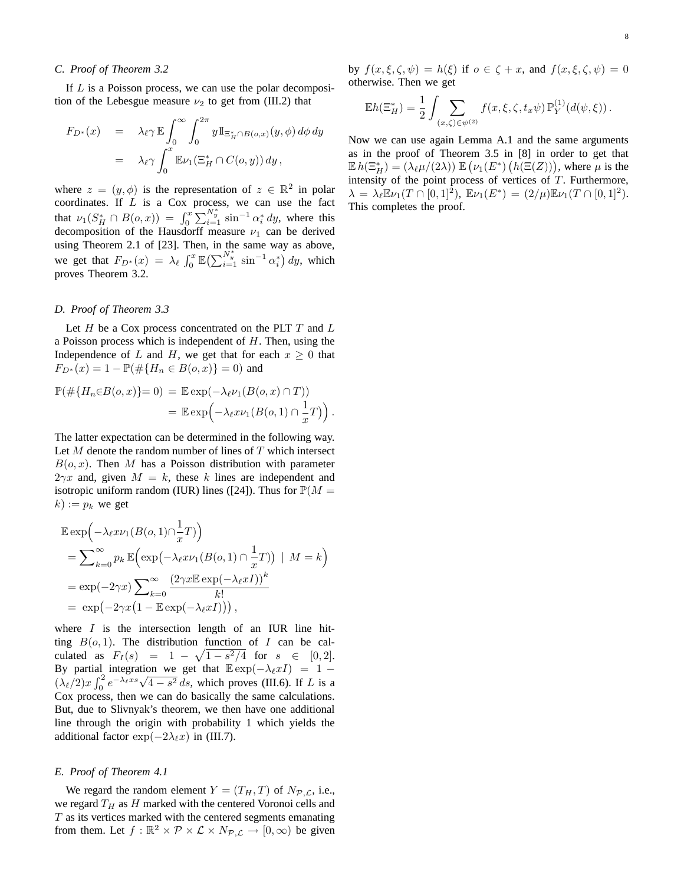### C. Proof of Theorem 3.2

If $L$ is a Poisson process, we can use the polar decomposition of the Lebesgue measure $\nu_2$ to get from (III.2) that

$$
\begin{aligned}
F_{D^*}(x) &= \lambda_\ell \gamma \, \mathbb{E} \int_0^\infty \int_0^{2\pi} y \mathbb{I}_{\Xi_H^* \cap B(o,x)}(y,\phi) \, d\phi \, dy \\
&= \lambda_\ell \gamma \int_0^x \mathbb{E} \nu_1(\Xi_H^* \cap C(o,y)) \, dy \,,
\end{aligned}
$$

where $z = (y, \phi)$ is the representation of $z \in \mathbb{R}^2$ in polar coordinates. If $L$ is a Cox process, we can use the fact that $\nu_1(S_H^* \cap B(o,x)) = \int_0^x \sum_{i=1}^{N_y^*} \sin^{-1} \alpha_i^* \, dy$, where this decomposition of the Hausdorff measure $\nu_1$ can be derived using Theorem 2.1 of [23]. Then, in the same way as above, we get that $F_{D^*}(x) = \lambda_\ell \int_0^x \mathbb{E}\big(\sum_{i=1}^{N_y^*} \sin^{-1} \alpha_i^*\big) \, dy$, which proves Theorem 3.2.

### D. Proof of Theorem 3.3

Let $H$ be a Cox process concentrated on the PLT $T$ and $L$ a Poisson process which is independent of $H$. Then, using the Independence of $L$ and $H$, we get that for each $x \geq 0$ that $F_{D^*}(x) = 1 - \mathbb{P}(\#\{H_n \in B(o,x)\} = 0)$ and

$$
\begin{aligned}
\mathbb{P}(\#\{H_n {\in} B(o,x)\}{=}\, 0) &= \mathbb{E} \exp(-\lambda_\ell \nu_1(B(o,x) \cap T)) \\
&= \mathbb{E} \exp\Big(-\lambda_\ell x \nu_1(B(o,1) \cap \frac{1}{x} T)\Big) \,.
\end{aligned}
$$

The latter expectation can be determined in the following way. Let $M$ denote the random number of lines of $T$ which intersect $B(o,x)$. Then $M$ has a Poisson distribution with parameter $2\gamma x$ and, given $M = k$, these $k$ lines are independent and isotropic uniform random (IUR) lines ([24]). Thus for $\mathbb{P}(M = k) := p_k$ we get

$$
\begin{aligned}
&\mathbb{E} \exp\Big(-\lambda_\ell x \nu_1(B(o,1) {\cap} \frac{1}{x} T)\Big) \\
&= \sum\nolimits_{k=0}^\infty p_k \, \mathbb{E}\Big(\exp\big(-\lambda_\ell x \nu_1(B(o,1) \cap \frac{1}{x} T)\big) \;\big|\; M = k\Big) \\
&= \exp(-2\gamma x) \sum\nolimits_{k=0}^\infty \frac{\big(2\gamma x \mathbb{E} \exp(-\lambda_\ell x I)\big)^k}{k!} \\
&= \exp\big(-2\gamma x \big(1 - \mathbb{E} \exp(-\lambda_\ell x I)\big)\big) \,,
\end{aligned}
$$

where $I$ is the intersection length of an IUR line hitting $B(o,1)$. The distribution function of $I$ can be calculated as $F_I(s) = 1 - \sqrt{1 - s^2/4}$ for $s \in [0,2]$. By partial integration we get that $\mathbb{E} \exp(-\lambda_\ell x I) = 1 - (\lambda_\ell/2) x \int_0^2 e^{-\lambda_\ell x s} \sqrt{4 - s^2} \, ds$, which proves (III.6). If $L$ is a Cox process, then we can do basically the same calculations. But, due to Slivnyak's theorem, we then have one additional line through the origin with probability 1 which yields the additional factor $\exp(-2\lambda_\ell x)$ in (III.7).

### E. Proof of Theorem 4.1

We regard the random element $Y = (T_H, T)$ of $N_{\mathcal{P},\mathcal{L}}$, i.e., we regard $T_H$ as $H$ marked with the centered Voronoi cells and $T$ as its vertices marked with the centered segments emanating from them. Let $f : \mathbb{R}^2 \times \mathcal{P} \times \mathcal{L} \times N_{\mathcal{P},\mathcal{L}} \to [0,\infty)$ be given by $f(x,\xi,\zeta,\psi) = h(\xi)$ if $o \in \zeta + x$, and $f(x,\xi,\zeta,\psi) = 0$ otherwise. Then we get

$$
\mathbb{E} h(\Xi_H^*) = \frac{1}{2} \int \sum_{(x,\zeta) \in \psi^{(2)}} f(x,\xi,\zeta,t_x \psi) \, \mathbb{P}_Y^{(1)}(d(\psi,\xi)) \,.
$$

Now we can use again Lemma A.1 and the same arguments as in the proof of Theorem 3.5 in [8] in order to get that $\mathbb{E}\, h(\Xi_H^*) = (\lambda_\ell \mu/(2\lambda)) \, \mathbb{E}\big(\nu_1(E^*)\,\big(h(\Xi(Z))\big)\big)$, where $\mu$ is the intensity of the point process of vertices of $T$. Furthermore, $\lambda = \lambda_\ell \mathbb{E} \nu_1(T \cap [0,1]^2)$, $\mathbb{E} \nu_1(E^*) = (2/\mu) \mathbb{E} \nu_1(T \cap [0,1]^2)$. This completes the proof.